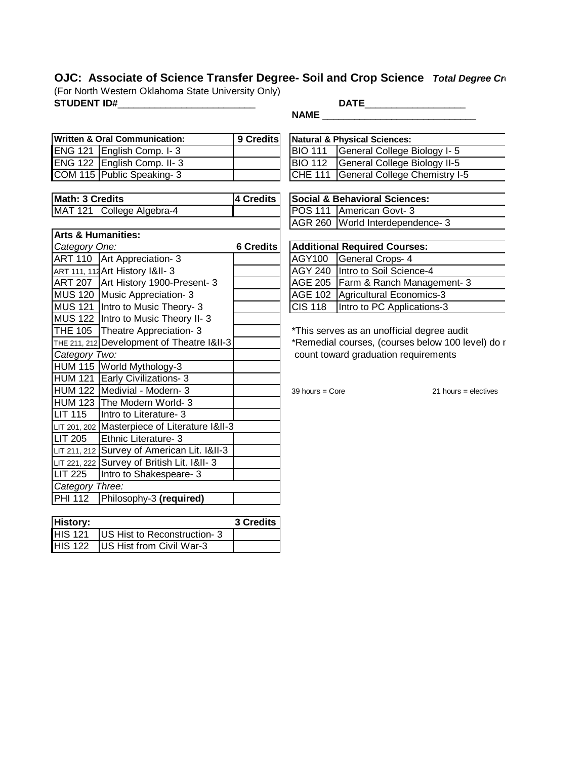# OJC: Associate of Science Transfer Degree- Soil and Crop Science *Total Degree Cr*

(For North Western Oklahoma State University Only)

**STUDENT ID#**_________________________ **DATE**_________________

**NAME** ___________________________

| **Written & Oral Communication:** | | **9 Credits** |
|---|---|---|
| ENG 121 | English Comp. I- 3 | |
| ENG 122 | English Comp. II- 3 | |
| COM 115 | Public Speaking- 3 | |

| **Math: 3 Credits** | | **4 Credits** |
|---|---|---|
| MAT 121 | College Algebra-4 | |

| **Arts & Humanities:** | | |
|---|---|---|
| *Category One:* | | **6 Credits** |
| ART 110 | Art Appreciation- 3 | |
| ART 111, 112 | Art History I&II- 3 | |
| ART 207 | Art History 1900-Present- 3 | |
| MUS 120 | Music Appreciation- 3 | |
| MUS 121 | Intro to Music Theory- 3 | |
| MUS 122 | Intro to Music Theory II- 3 | |
| THE 105 | Theatre Appreciation- 3 | |
| THE 211, 212 | Development of Theatre I&II-3 | |
| *Category Two:* | | |
| HUM 115 | World Mythology-3 | |
| HUM 121 | Early Civilizations- 3 | |
| HUM 122 | Medivial - Modern- 3 | |
| HUM 123 | The Modern World- 3 | |
| LIT 115 | Intro to Literature- 3 | |
| LIT 201, 202 | Masterpiece of Literature I&II-3 | |
| LIT 205 | Ethnic Literature- 3 | |
| LIT 211, 212 | Survey of American Lit. I&II-3 | |
| LIT 221, 222 | Survey of British Lit. I&II- 3 | |
| LIT 225 | Intro to Shakespeare- 3 | |
| *Category Three:* | | |
| PHI 112 | Philosophy-3 **(required)** | |

| **History:** | | **3 Credits** |
|---|---|---|
| HIS 121 | US Hist to Reconstruction- 3 | |
| HIS 122 | US Hist from Civil War-3 | |

| **Natural & Physical Sciences:** | |
|---|---|
| BIO 111 | General College Biology I- 5 |
| BIO 112 | General College Biology II-5 |
| CHE 111 | General College Chemistry I-5 |

| **Social & Behavioral Sciences:** | |
|---|---|
| POS 111 | American Govt- 3 |
| AGR 260 | World Interdependence- 3 |

| **Additional Required Courses:** | |
|---|---|
| AGY100 | General Crops- 4 |
| AGY 240 | Intro to Soil Science-4 |
| AGE 205 | Farm & Ranch Management- 3 |
| AGE 102 | Agricultural Economics-3 |
| CIS 118 | Intro to PC Applications-3 |

*This serves as an unofficial degree audit

*Remedial courses, (courses below 100 level) do r count toward graduation requirements

39 hours = Core 21 hours = electives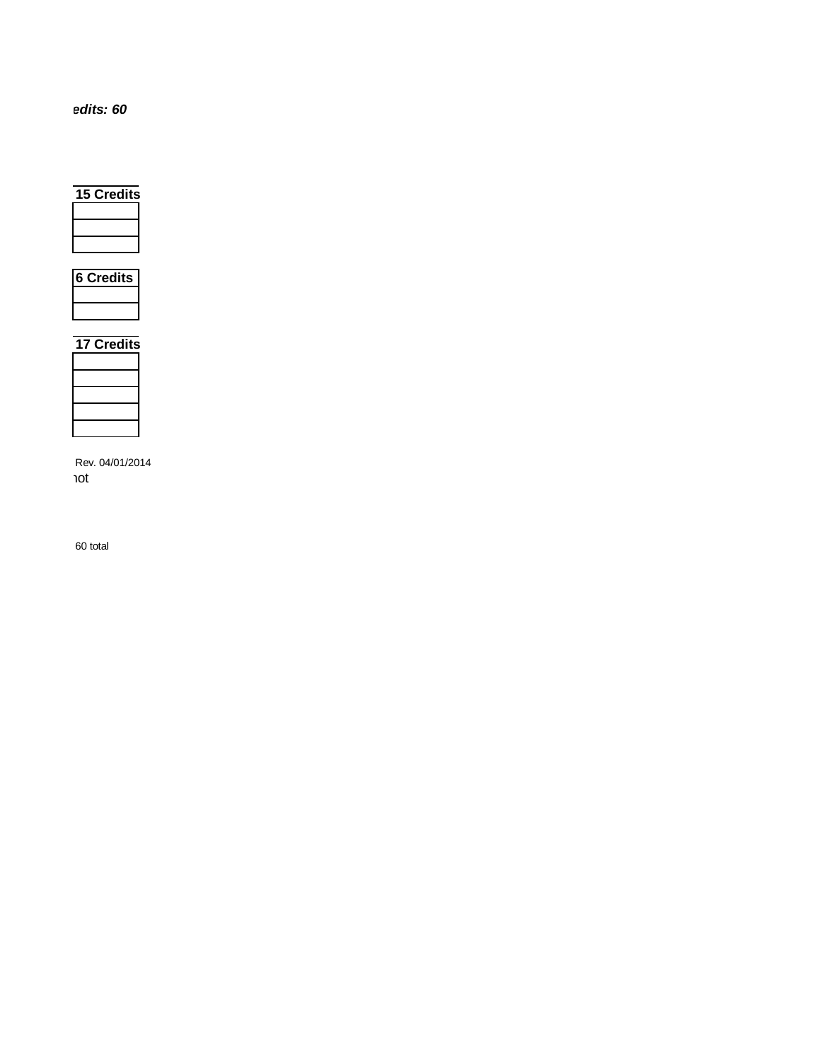***edits: 60***

| **15 Credits** |
|---|
| |
| |
| |

| **6 Credits** |
|---|
| |
| |

| **17 Credits** |
|---|
| |
| |
| |
| |
| |

Rev. 04/01/2014

ıot

60 total